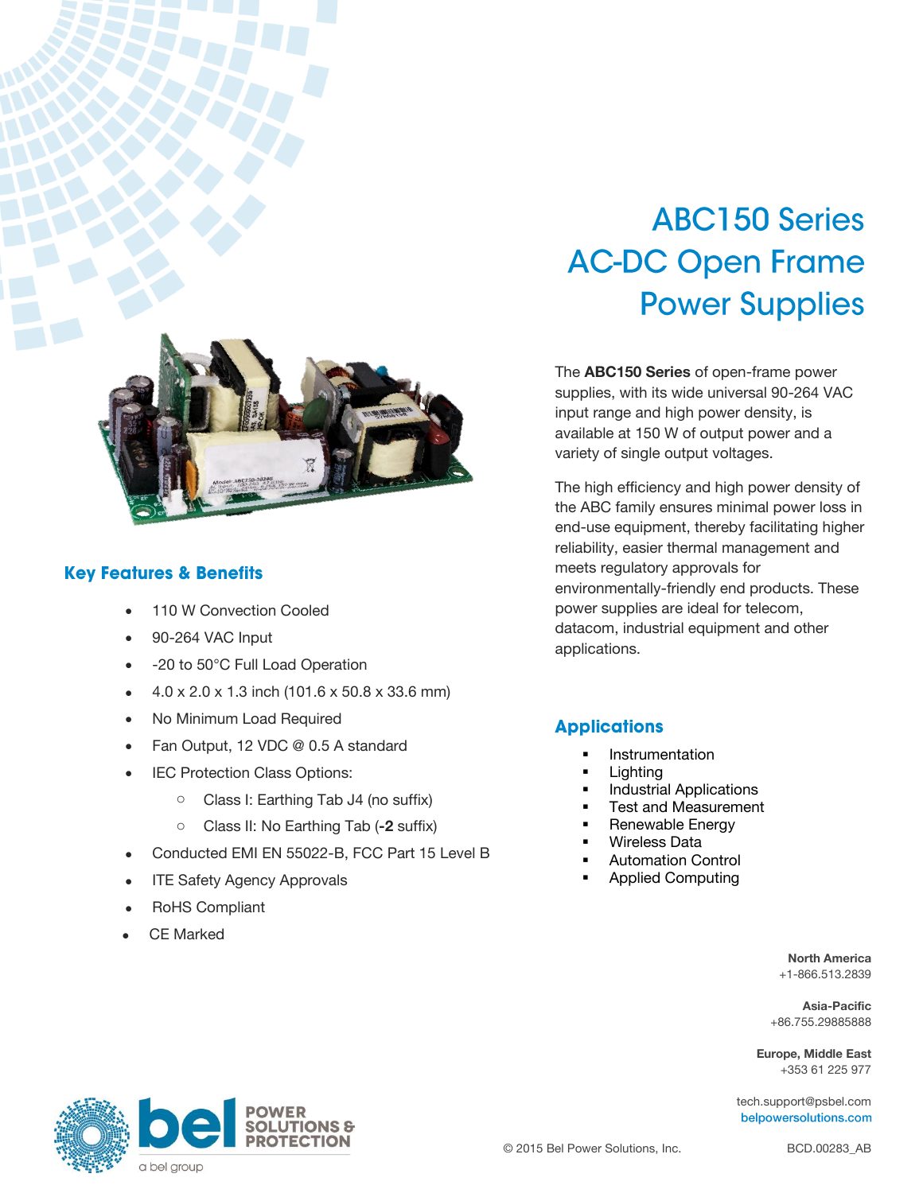# ABC150 Series AC-DC Open Frame Power Supplies

The **ABC150 Series** of open-frame power supplies, with its wide universal 90-264 VAC input range and high power density, is available at 150 W of output power and a variety of single output voltages.

The high efficiency and high power density of the ABC family ensures minimal power loss in end-use equipment, thereby facilitating higher reliability, easier thermal management and meets regulatory approvals for environmentally-friendly end products. These power supplies are ideal for telecom, datacom, industrial equipment and other applications.

## Key Features & Benefits

- 110 W Convection Cooled
- 90-264 VAC Input
- -20 to 50°C Full Load Operation
- 4.0 x 2.0 x 1.3 inch (101.6 x 50.8 x 33.6 mm)
- No Minimum Load Required
- Fan Output, 12 VDC @ 0.5 A standard
- IEC Protection Class Options:
  - Class I: Earthing Tab J4 (no suffix)
  - Class II: No Earthing Tab (**-2** suffix)
- Conducted EMI EN 55022-B, FCC Part 15 Level B
- ITE Safety Agency Approvals
- RoHS Compliant
- CE Marked

## Applications

- Instrumentation
- Lighting
- Industrial Applications
- Test and Measurement
- Renewable Energy
- Wireless Data
- Automation Control
- Applied Computing

**North America**
+1-866.513.2839

**Asia-Pacific**
+86.755.29885888

**Europe, Middle East**
+353 61 225 977

tech.support@psbel.com
belpowersolutions.com

bel POWER SOLUTIONS & PROTECTION
a bel group

© 2015 Bel Power Solutions, Inc.

BCD.00283_AB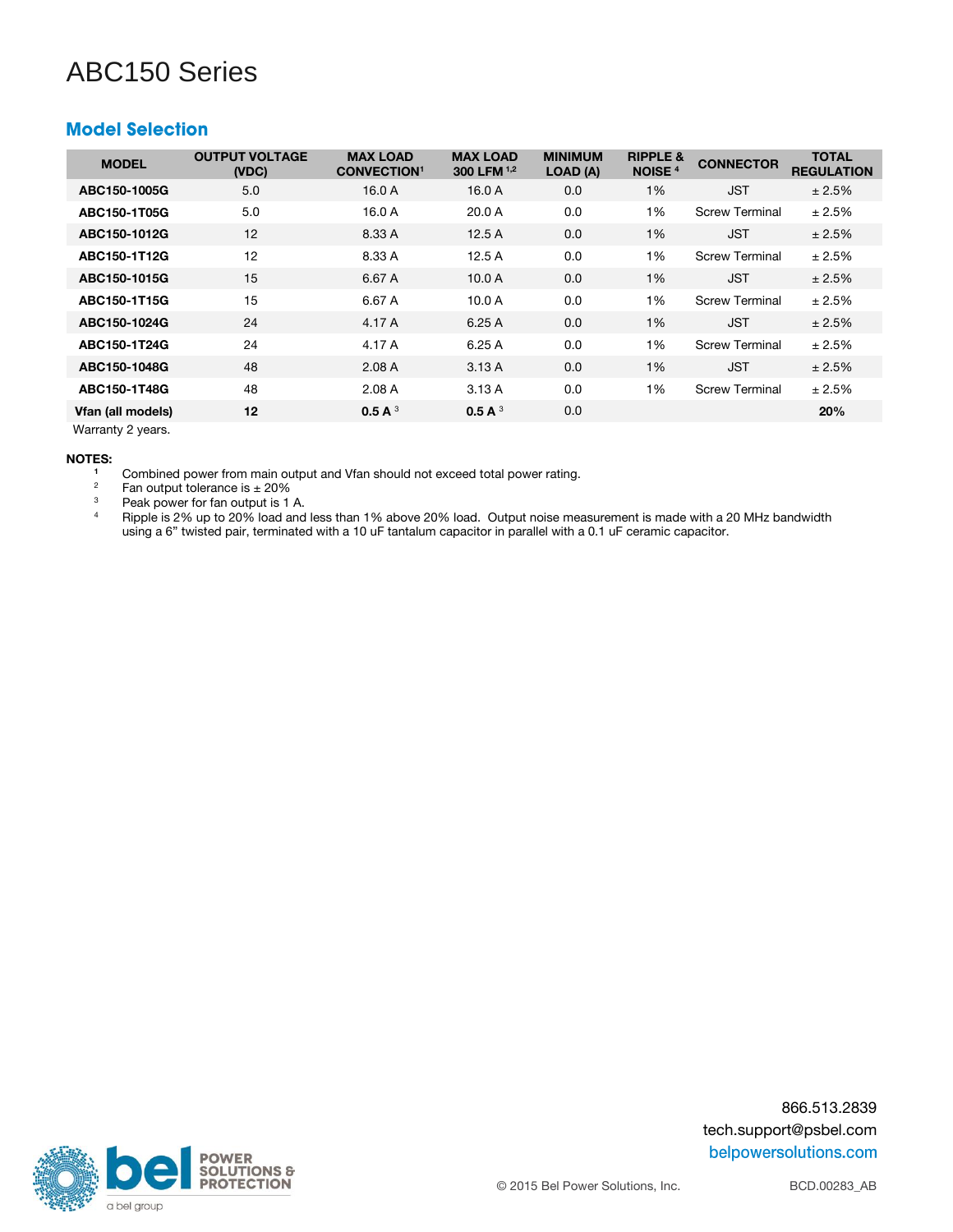# ABC150 Series

## Model Selection

| MODEL | OUTPUT VOLTAGE (VDC) | MAX LOAD CONVECTION[1] | MAX LOAD 300 LFM [1,2] | MINIMUM LOAD (A) | RIPPLE & NOISE [4] | CONNECTOR | TOTAL REGULATION |
|---|---|---|---|---|---|---|---|
| **ABC150-1005G** | 5.0 | 16.0 A | 16.0 A | 0.0 | 1% | JST | ± 2.5% |
| **ABC150-1T05G** | 5.0 | 16.0 A | 20.0 A | 0.0 | 1% | Screw Terminal | ± 2.5% |
| **ABC150-1012G** | 12 | 8.33 A | 12.5 A | 0.0 | 1% | JST | ± 2.5% |
| **ABC150-1T12G** | 12 | 8.33 A | 12.5 A | 0.0 | 1% | Screw Terminal | ± 2.5% |
| **ABC150-1015G** | 15 | 6.67 A | 10.0 A | 0.0 | 1% | JST | ± 2.5% |
| **ABC150-1T15G** | 15 | 6.67 A | 10.0 A | 0.0 | 1% | Screw Terminal | ± 2.5% |
| **ABC150-1024G** | 24 | 4.17 A | 6.25 A | 0.0 | 1% | JST | ± 2.5% |
| **ABC150-1T24G** | 24 | 4.17 A | 6.25 A | 0.0 | 1% | Screw Terminal | ± 2.5% |
| **ABC150-1048G** | 48 | 2.08 A | 3.13 A | 0.0 | 1% | JST | ± 2.5% |
| **ABC150-1T48G** | 48 | 2.08 A | 3.13 A | 0.0 | 1% | Screw Terminal | ± 2.5% |
| **Vfan (all models)** | **12** | **0.5 A** [3] | **0.5 A** [3] | 0.0 | | | **20%** |

Warranty 2 years.

**NOTES:**

1. Combined power from main output and Vfan should not exceed total power rating.
2. Fan output tolerance is ± 20%
3. Peak power for fan output is 1 A.
4. Ripple is 2% up to 20% load and less than 1% above 20% load. Output noise measurement is made with a 20 MHz bandwidth using a 6" twisted pair, terminated with a 10 uF tantalum capacitor in parallel with a 0.1 uF ceramic capacitor.

866.513.2839
tech.support@psbel.com
belpowersolutions.com

© 2015 Bel Power Solutions, Inc.

BCD.00283_AB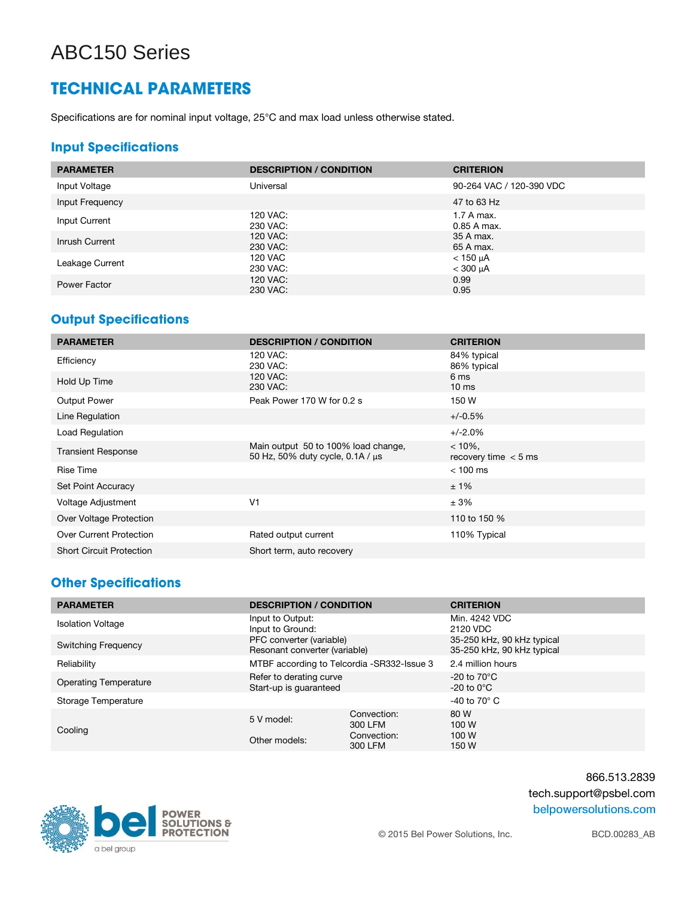# ABC150 Series

## TECHNICAL PARAMETERS

Specifications are for nominal input voltage, 25°C and max load unless otherwise stated.

### Input Specifications

| PARAMETER | DESCRIPTION / CONDITION | CRITERION |
|---|---|---|
| Input Voltage | Universal | 90-264 VAC / 120-390 VDC |
| Input Frequency | | 47 to 63 Hz |
| Input Current | 120 VAC:<br>230 VAC: | 1.7 A max.<br>0.85 A max. |
| Inrush Current | 120 VAC:<br>230 VAC: | 35 A max.<br>65 A max. |
| Leakage Current | 120 VAC<br>230 VAC: | < 150 µA<br>< 300 µA |
| Power Factor | 120 VAC:<br>230 VAC: | 0.99<br>0.95 |

### Output Specifications

| PARAMETER | DESCRIPTION / CONDITION | CRITERION |
|---|---|---|
| Efficiency | 120 VAC:<br>230 VAC: | 84% typical<br>86% typical |
| Hold Up Time | 120 VAC:<br>230 VAC: | 6 ms<br>10 ms |
| Output Power | Peak Power 170 W for 0.2 s | 150 W |
| Line Regulation | | +/-0.5% |
| Load Regulation | | +/-2.0% |
| Transient Response | Main output 50 to 100% load change,<br>50 Hz, 50% duty cycle, 0.1A / µs | < 10%,<br>recovery time < 5 ms |
| Rise Time | | < 100 ms |
| Set Point Accuracy | | ± 1% |
| Voltage Adjustment | V1 | ± 3% |
| Over Voltage Protection | | 110 to 150 % |
| Over Current Protection | Rated output current | 110% Typical |
| Short Circuit Protection | Short term, auto recovery | |

### Other Specifications

| PARAMETER | DESCRIPTION / CONDITION | | CRITERION |
|---|---|---|---|
| Isolation Voltage | Input to Output:<br>Input to Ground: | | Min. 4242 VDC<br>2120 VDC |
| Switching Frequency | PFC converter (variable)<br>Resonant converter (variable) | | 35-250 kHz, 90 kHz typical<br>35-250 kHz, 90 kHz typical |
| Reliability | MTBF according to Telcordia -SR332-Issue 3 | | 2.4 million hours |
| Operating Temperature | Refer to derating curve<br>Start-up is guaranteed | | -20 to 70°C<br>-20 to 0°C |
| Storage Temperature | | | -40 to 70° C |
| Cooling | 5 V model: | Convection:<br>300 LFM | 80 W<br>100 W |
| | Other models: | Convection:<br>300 LFM | 100 W<br>150 W |

866.513.2839
tech.support@psbel.com
belpowersolutions.com

© 2015 Bel Power Solutions, Inc.

BCD.00283_AB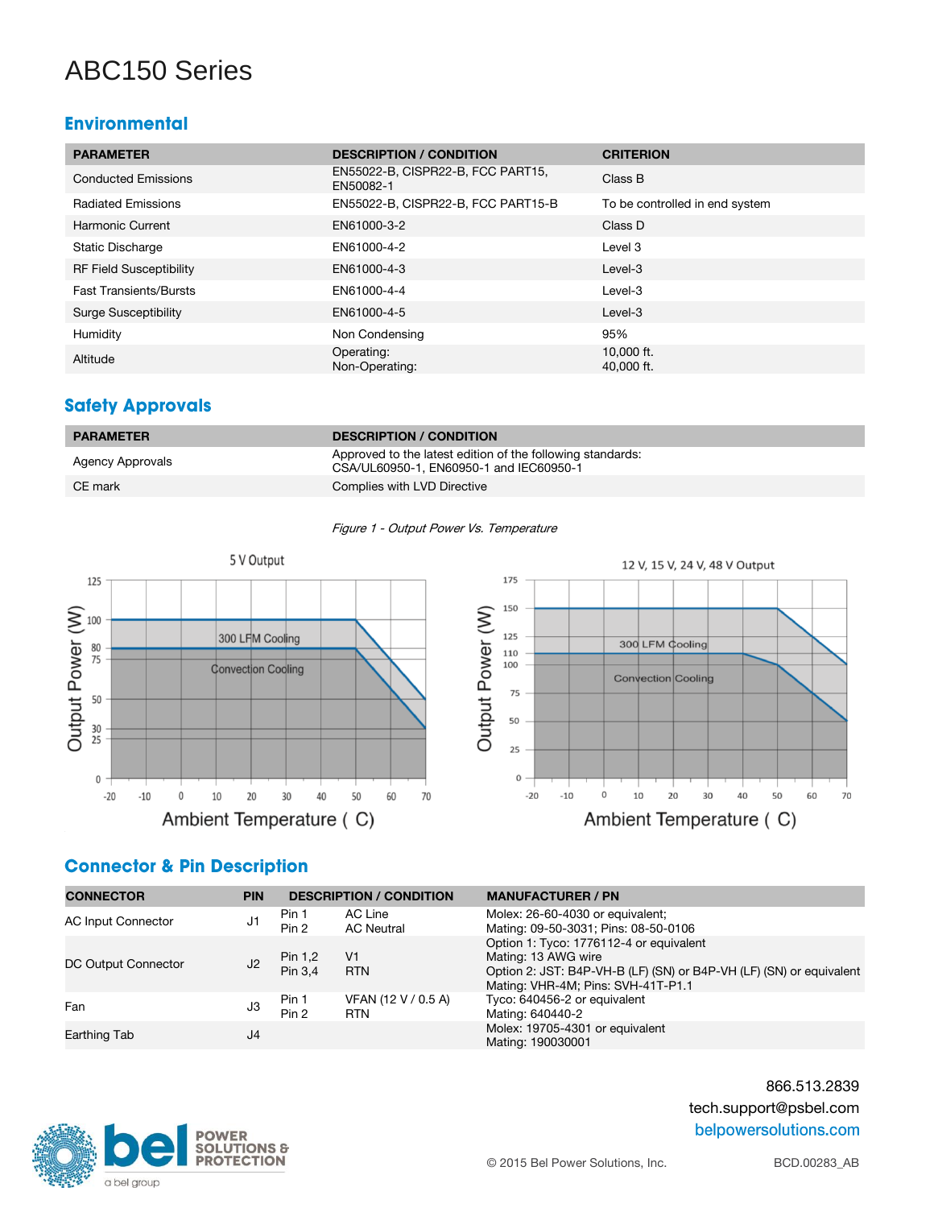# ABC150 Series

## Environmental

| PARAMETER | DESCRIPTION / CONDITION | CRITERION |
|---|---|---|
| Conducted Emissions | EN55022-B, CISPR22-B, FCC PART15, EN50082-1 | Class B |
| Radiated Emissions | EN55022-B, CISPR22-B, FCC PART15-B | To be controlled in end system |
| Harmonic Current | EN61000-3-2 | Class D |
| Static Discharge | EN61000-4-2 | Level 3 |
| RF Field Susceptibility | EN61000-4-3 | Level-3 |
| Fast Transients/Bursts | EN61000-4-4 | Level-3 |
| Surge Susceptibility | EN61000-4-5 | Level-3 |
| Humidity | Non Condensing | 95% |
| Altitude | Operating:<br>Non-Operating: | 10,000 ft.<br>40,000 ft. |

## Safety Approvals

| PARAMETER | DESCRIPTION / CONDITION |
|---|---|
| Agency Approvals | Approved to the latest edition of the following standards: CSA/UL60950-1, EN60950-1 and IEC60950-1 |
| CE mark | Complies with LVD Directive |

*Figure 1 - Output Power Vs. Temperature*

## Connector & Pin Description

| CONNECTOR | PIN | DESCRIPTION / CONDITION | | MANUFACTURER / PN |
|---|---|---|---|---|
| AC Input Connector | J1 | Pin 1<br>Pin 2 | AC Line<br>AC Neutral | Molex: 26-60-4030 or equivalent;<br>Mating: 09-50-3031; Pins: 08-50-0106 |
| DC Output Connector | J2 | Pin 1,2<br>Pin 3,4 | V1<br>RTN | Option 1: Tyco: 1776112-4 or equivalent<br>Mating: 13 AWG wire<br>Option 2: JST: B4P-VH-B (LF) (SN) or B4P-VH (LF) (SN) or equivalent<br>Mating: VHR-4M; Pins: SVH-41T-P1.1 |
| Fan | J3 | Pin 1<br>Pin 2 | VFAN (12 V / 0.5 A)<br>RTN | Tyco: 640456-2 or equivalent<br>Mating: 640440-2 |
| Earthing Tab | J4 | | | Molex: 19705-4301 or equivalent<br>Mating: 190030001 |

866.513.2839
tech.support@psbel.com
belpowersolutions.com

© 2015 Bel Power Solutions, Inc.

BCD.00283_AB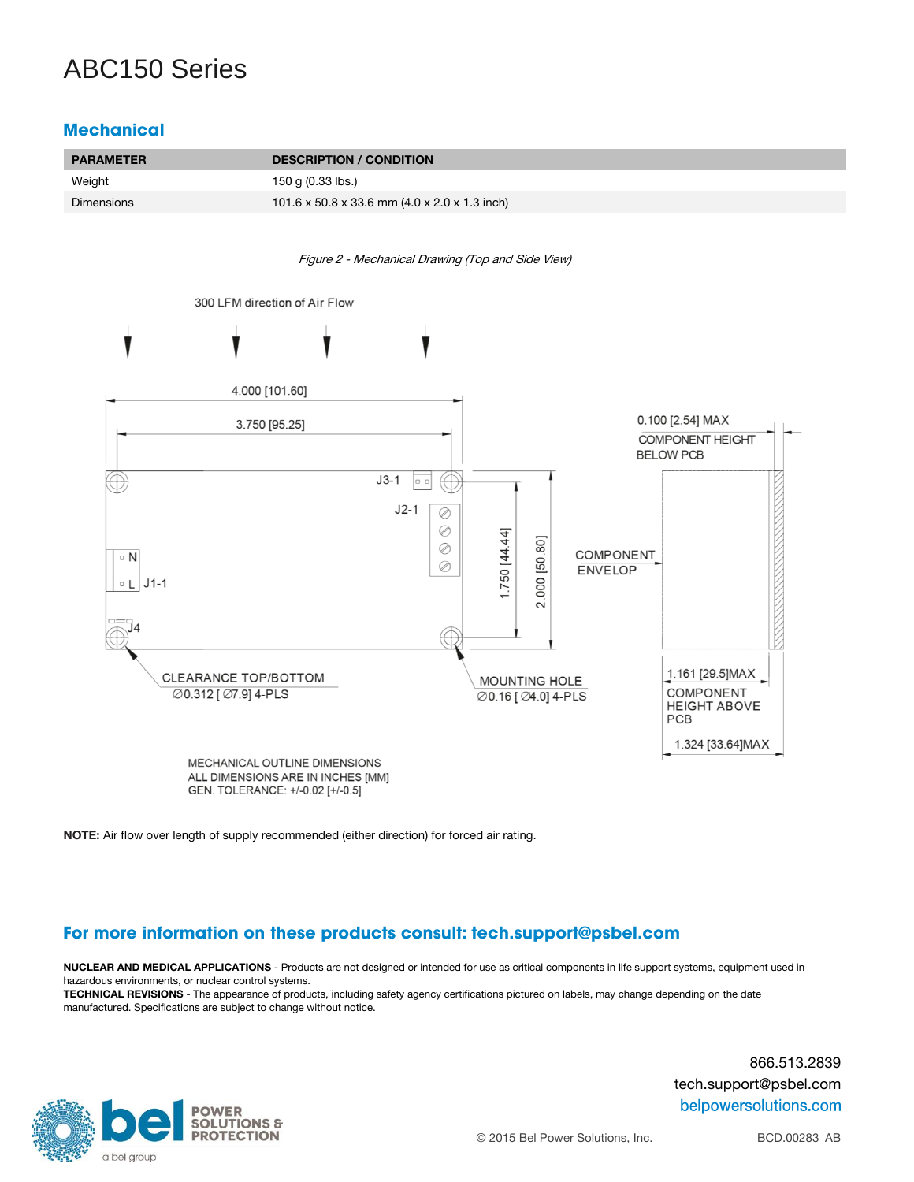## Mechanical

| PARAMETER | DESCRIPTION / CONDITION |
|---|---|
| Weight | 150 g (0.33 lbs.) |
| Dimensions | 101.6 x 50.8 x 33.6 mm (4.0 x 2.0 x 1.3 inch) |

*Figure 2 - Mechanical Drawing (Top and Side View)*

300 LFM direction of Air Flow

4.000 [101.60]

3.750 [95.25]

J3-1

J2-1

N

L J1-1

J4

1.750 [44.44]

2.000 [50.80]

COMPONENT ENVELOP

0.100 [2.54] MAX COMPONENT HEIGHT BELOW PCB

CLEARANCE TOP/BOTTOM ∅0.312 [ ∅7.9] 4-PLS

MOUNTING HOLE ∅0.16 [ ∅4.0] 4-PLS

1.161 [29.5]MAX COMPONENT HEIGHT ABOVE PCB

1.324 [33.64]MAX

MECHANICAL OUTLINE DIMENSIONS
ALL DIMENSIONS ARE IN INCHES [MM]
GEN. TOLERANCE: +/-0.02 [+/-0.5]

**NOTE:** Air flow over length of supply recommended (either direction) for forced air rating.

### For more information on these products consult: tech.support@psbel.com

**NUCLEAR AND MEDICAL APPLICATIONS** - Products are not designed or intended for use as critical components in life support systems, equipment used in hazardous environments, or nuclear control systems.
**TECHNICAL REVISIONS** - The appearance of products, including safety agency certifications pictured on labels, may change depending on the date manufactured. Specifications are subject to change without notice.

866.513.2839
tech.support@psbel.com
belpowersolutions.com

© 2015 Bel Power Solutions, Inc.

BCD.00283_AB